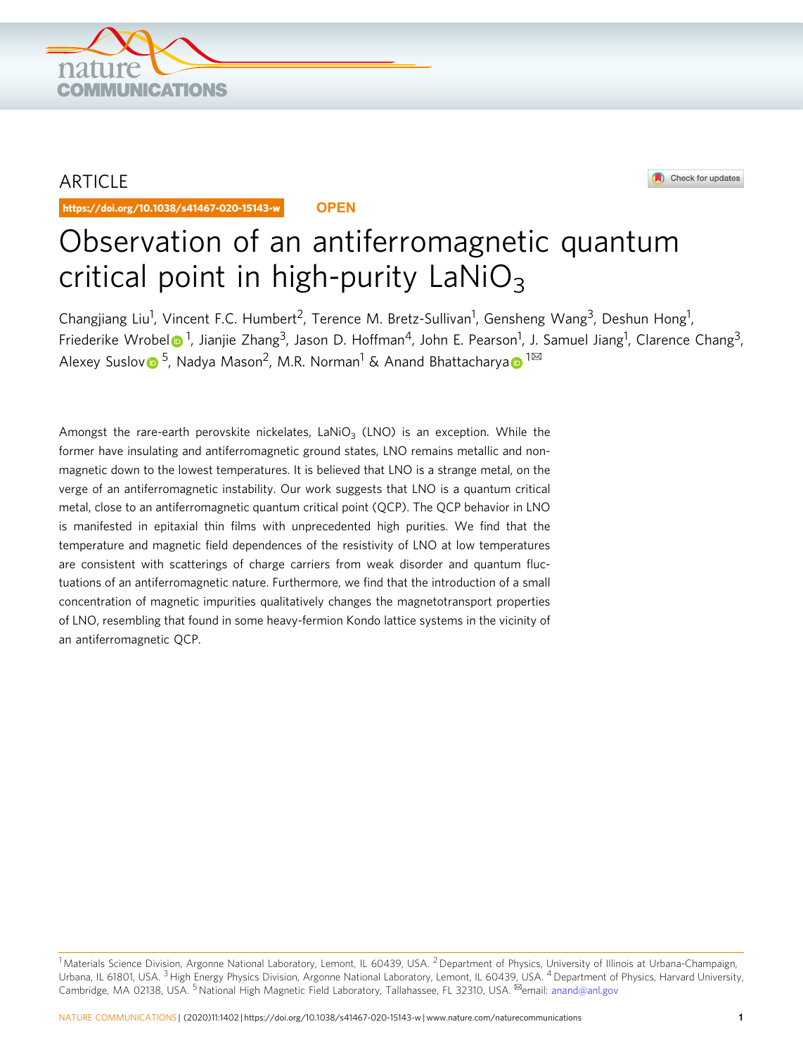ARTICLE

https://doi.org/10.1038/s41467-020-15143-w

OPEN

# Observation of an antiferromagnetic quantum critical point in high-purity $LaNiO_3$

Changjiang Liu[1], Vincent F.C. Humbert[2], Terence M. Bretz-Sullivan[1], Gensheng Wang[3], Deshun Hong[1], Friederike Wrobel[1], Jianjie Zhang[3], Jason D. Hoffman[4], John E. Pearson[1], J. Samuel Jiang[1], Clarence Chang[3], Alexey Suslov[5], Nadya Mason[2], M.R. Norman[1] & Anand Bhattacharya[1]✉

Amongst the rare-earth perovskite nickelates, $LaNiO_3$ (LNO) is an exception. While the former have insulating and antiferromagnetic ground states, LNO remains metallic and non-magnetic down to the lowest temperatures. It is believed that LNO is a strange metal, on the verge of an antiferromagnetic instability. Our work suggests that LNO is a quantum critical metal, close to an antiferromagnetic quantum critical point (QCP). The QCP behavior in LNO is manifested in epitaxial thin films with unprecedented high purities. We find that the temperature and magnetic field dependences of the resistivity of LNO at low temperatures are consistent with scatterings of charge carriers from weak disorder and quantum fluctuations of an antiferromagnetic nature. Furthermore, we find that the introduction of a small concentration of magnetic impurities qualitatively changes the magnetotransport properties of LNO, resembling that found in some heavy-fermion Kondo lattice systems in the vicinity of an antiferromagnetic QCP.

[1] Materials Science Division, Argonne National Laboratory, Lemont, IL 60439, USA. [2] Department of Physics, University of Illinois at Urbana-Champaign, Urbana, IL 61801, USA. [3] High Energy Physics Division, Argonne National Laboratory, Lemont, IL 60439, USA. [4] Department of Physics, Harvard University, Cambridge, MA 02138, USA. [5] National High Magnetic Field Laboratory, Tallahassee, FL 32310, USA. ✉email: anand@anl.gov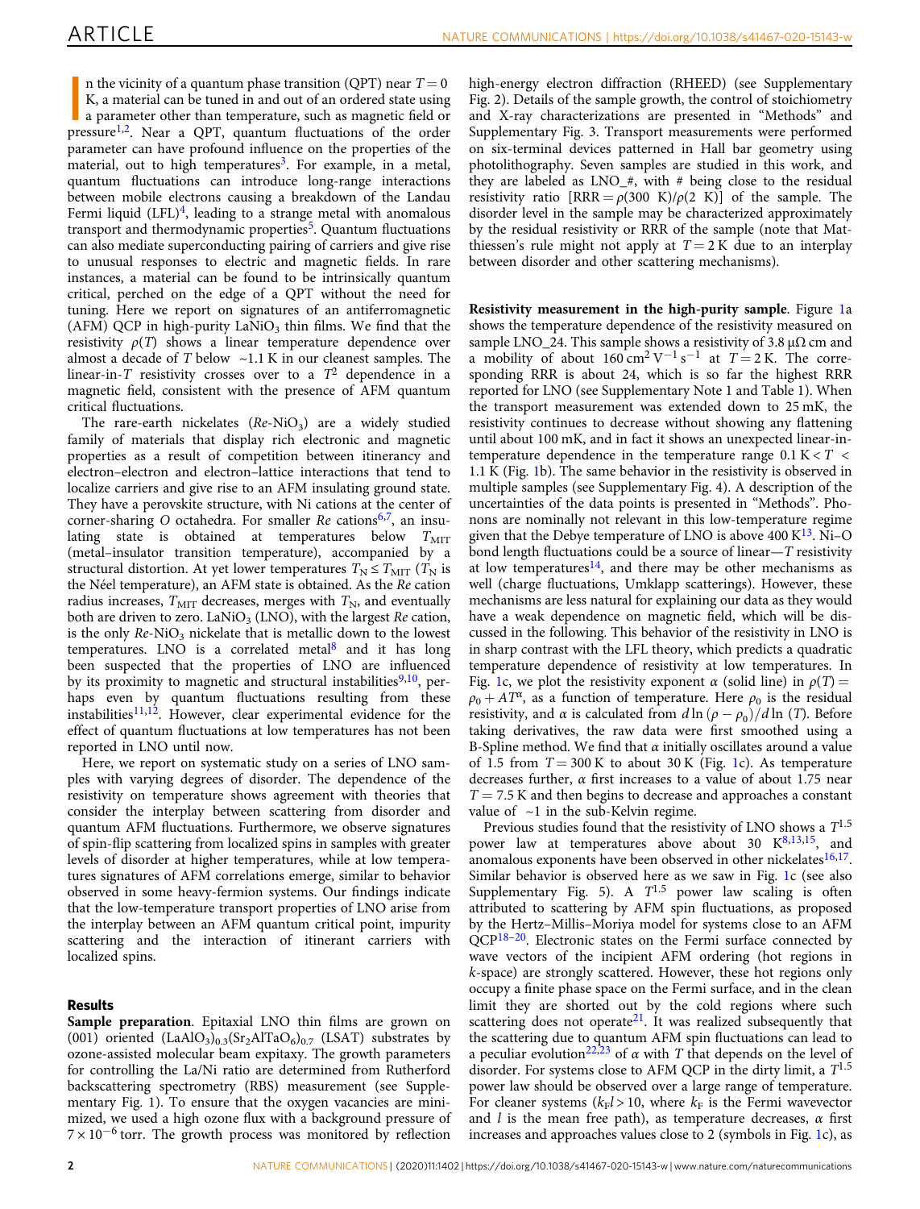In the vicinity of a quantum phase transition (QPT) near $T = 0$ K, a material can be tuned in and out of an ordered state using a parameter other than temperature, such as magnetic field or pressure[1,2]. Near a QPT, quantum fluctuations of the order parameter can have profound influence on the properties of the material, out to high temperatures[3]. For example, in a metal, quantum fluctuations can introduce long-range interactions between mobile electrons causing a breakdown of the Landau Fermi liquid (LFL)[4], leading to a strange metal with anomalous transport and thermodynamic properties[5]. Quantum fluctuations can also mediate superconducting pairing of carriers and give rise to unusual responses to electric and magnetic fields. In rare instances, a material can be found to be intrinsically quantum critical, perched on the edge of a QPT without the need for tuning. Here we report on signatures of an antiferromagnetic (AFM) QCP in high-purity $LaNiO_3$ thin films. We find that the resistivity $\rho(T)$ shows a linear temperature dependence over almost a decade of $T$ below ~1.1 K in our cleanest samples. The linear-in-$T$ resistivity crosses over to a $T^2$ dependence in a magnetic field, consistent with the presence of AFM quantum critical fluctuations.

The rare-earth nickelates ($Re$-$NiO_3$) are a widely studied family of materials that display rich electronic and magnetic properties as a result of competition between itinerancy and electron–electron and electron–lattice interactions that tend to localize carriers and give rise to an AFM insulating ground state. They have a perovskite structure, with Ni cations at the center of corner-sharing $O$ octahedra. For smaller $Re$ cations[6,7], an insulating state is obtained at temperatures below $T_{MIT}$ (metal–insulator transition temperature), accompanied by a structural distortion. At yet lower temperatures $T_N \leq T_{MIT}$ ($T_N$ is the Néel temperature), an AFM state is obtained. As the $Re$ cation radius increases, $T_{MIT}$ decreases, merges with $T_N$, and eventually both are driven to zero. $LaNiO_3$ (LNO), with the largest $Re$ cation, is the only $Re$-$NiO_3$ nickelate that is metallic down to the lowest temperatures. LNO is a correlated metal[8] and it has long been suspected that the properties of LNO are influenced by its proximity to magnetic and structural instabilities[9,10], perhaps even by quantum fluctuations resulting from these instabilities[11,12]. However, clear experimental evidence for the effect of quantum fluctuations at low temperatures has not been reported in LNO until now.

Here, we report on systematic study on a series of LNO samples with varying degrees of disorder. The dependence of the resistivity on temperature shows agreement with theories that consider the interplay between scattering from disorder and quantum AFM fluctuations. Furthermore, we observe signatures of spin-flip scattering from localized spins in samples with greater levels of disorder at higher temperatures, while at low temperatures signatures of AFM correlations emerge, similar to behavior observed in some heavy-fermion systems. Our findings indicate that the low-temperature transport properties of LNO arise from the interplay between an AFM quantum critical point, impurity scattering and the interaction of itinerant carriers with localized spins.

## Results

**Sample preparation**. Epitaxial LNO thin films are grown on (001) oriented $(LaAlO_3)_{0.3}(Sr_2AlTaO_6)_{0.7}$ (LSAT) substrates by ozone-assisted molecular beam expitaxy. The growth parameters for controlling the La/Ni ratio are determined from Rutherford backscattering spectrometry (RBS) measurement (see Supplementary Fig. 1). To ensure that the oxygen vacancies are minimized, we used a high ozone flux with a background pressure of $7 \times 10^{-6}$ torr. The growth process was monitored by reflection high-energy electron diffraction (RHEED) (see Supplementary Fig. 2). Details of the sample growth, the control of stoichiometry and X-ray characterizations are presented in "Methods" and Supplementary Fig. 3. Transport measurements were performed on six-terminal devices patterned in Hall bar geometry using photolithography. Seven samples are studied in this work, and they are labeled as LNO_#, with # being close to the residual resistivity ratio [RRR = $\rho$(300 K)/$\rho$(2 K)] of the sample. The disorder level in the sample may be characterized approximately by the residual resistivity or RRR of the sample (note that Matthiessen's rule might not apply at $T = 2$ K due to an interplay between disorder and other scattering mechanisms).

**Resistivity measurement in the high-purity sample**. Figure 1a shows the temperature dependence of the resistivity measured on sample LNO_24. This sample shows a resistivity of 3.8 μΩ cm and a mobility of about 160 $cm^2\,V^{-1}\,s^{-1}$ at $T = 2$ K. The corresponding RRR is about 24, which is so far the highest RRR reported for LNO (see Supplementary Note 1 and Table 1). When the transport measurement was extended down to 25 mK, the resistivity continues to decrease without showing any flattening until about 100 mK, and in fact it shows an unexpected linear-in-temperature dependence in the temperature range 0.1 K < $T$ < 1.1 K (Fig. 1b). The same behavior in the resistivity is observed in multiple samples (see Supplementary Fig. 4). A description of the uncertainties of the data points is presented in "Methods". Phonons are nominally not relevant in this low-temperature regime given that the Debye temperature of LNO is above 400 K[13]. Ni–O bond length fluctuations could be a source of linear—$T$ resistivity at low temperatures[14], and there may be other mechanisms as well (charge fluctuations, Umklapp scatterings). However, these mechanisms are less natural for explaining our data as they would have a weak dependence on magnetic field, which will be discussed in the following. This behavior of the resistivity in LNO is in sharp contrast with the LFL theory, which predicts a quadratic temperature dependence of resistivity at low temperatures. In Fig. 1c, we plot the resistivity exponent $\alpha$ (solid line) in $\rho(T) = \rho_0 + AT^{\alpha}$, as a function of temperature. Here $\rho_0$ is the residual resistivity, and $\alpha$ is calculated from $d\ln(\rho - \rho_0)/d\ln(T)$. Before taking derivatives, the raw data were first smoothed using a B-Spline method. We find that $\alpha$ initially oscillates around a value of 1.5 from $T = 300$ K to about 30 K (Fig. 1c). As temperature decreases further, $\alpha$ first increases to a value of about 1.75 near $T = 7.5$ K and then begins to decrease and approaches a constant value of ~1 in the sub-Kelvin regime.

Previous studies found that the resistivity of LNO shows a $T^{1.5}$ power law at temperatures above about 30 K[8,13,15], and anomalous exponents have been observed in other nickelates[16,17]. Similar behavior is observed here as we saw in Fig. 1c (see also Supplementary Fig. 5). A $T^{1.5}$ power law scaling is often attributed to scattering by AFM spin fluctuations, as proposed by the Hertz–Millis–Moriya model for systems close to an AFM QCP[18–20]. Electronic states on the Fermi surface connected by wave vectors of the incipient AFM ordering (hot regions in $k$-space) are strongly scattered. However, these hot regions only occupy a finite phase space on the Fermi surface, and in the clean limit they are shorted out by the cold regions where such scattering does not operate[21]. It was realized subsequently that the scattering due to quantum AFM spin fluctuations can lead to a peculiar evolution[22,23] of $\alpha$ with $T$ that depends on the level of disorder. For systems close to AFM QCP in the dirty limit, a $T^{1.5}$ power law should be observed over a large range of temperature. For cleaner systems ($k_F l > 10$, where $k_F$ is the Fermi wavevector and $l$ is the mean free path), as temperature decreases, $\alpha$ first increases and approaches values close to 2 (symbols in Fig. 1c), as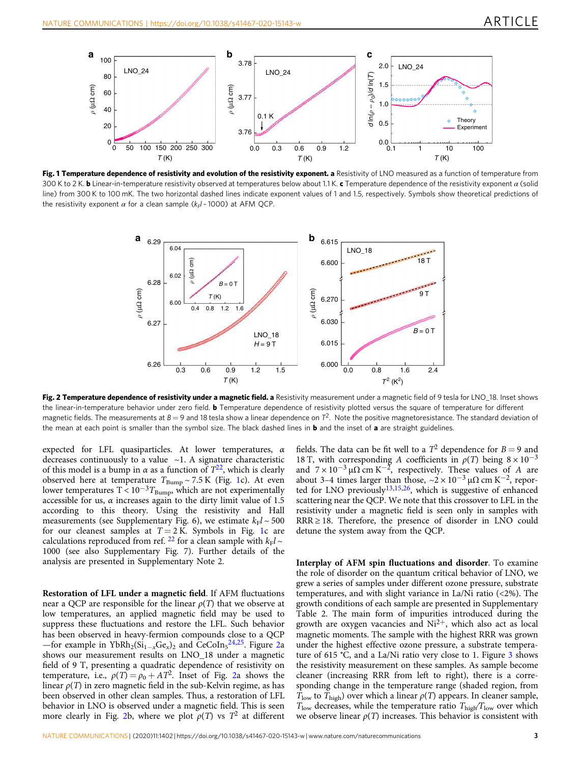**Fig. 1 Temperature dependence of resistivity and evolution of the resistivity exponent. a** Resistivity of LNO measured as a function of temperature from 300 K to 2 K. **b** Linear-in-temperature resistivity observed at temperatures below about 1.1 K. **c** Temperature dependence of the resistivity exponent $\alpha$ (solid line) from 300 K to 100 mK. The two horizontal dashed lines indicate exponent values of 1 and 1.5, respectively. Symbols show theoretical predictions of the resistivity exponent $\alpha$ for a clean sample ($k_F l \sim 1000$) at AFM QCP.

**Fig. 2 Temperature dependence of resistivity under a magnetic field. a** Resistivity measurement under a magnetic field of 9 tesla for LNO_18. Inset shows the linear-in-temperature behavior under zero field. **b** Temperature dependence of resistivity plotted versus the square of temperature for different magnetic fields. The measurements at $B = 9$ and 18 tesla show a linear dependence on $T^2$. Note the positive magnetoresistance. The standard deviation of the mean at each point is smaller than the symbol size. The black dashed lines in **b** and the inset of **a** are straight guidelines.

expected for LFL quasiparticles. At lower temperatures, $\alpha$ decreases continuously to a value ~1. A signature characteristic of this model is a bump in $\alpha$ as a function of $T$[22], which is clearly observed here at temperature $T_{\mathrm{Bump}} \sim 7.5$ K (Fig. 1c). At even lower temperatures $T < 10^{-3} T_{\mathrm{Bump}}$, which are not experimentally accessible for us, $\alpha$ increases again to the dirty limit value of 1.5 according to this theory. Using the resistivity and Hall measurements (see Supplementary Fig. 6), we estimate $k_F l \sim 500$ for our cleanest samples at $T = 2$ K. Symbols in Fig. 1c are calculations reproduced from ref. [22] for a clean sample with $k_F l \sim 1000$ (see also Supplementary Fig. 7). Further details of the analysis are presented in Supplementary Note 2.

**Restoration of LFL under a magnetic field**. If AFM fluctuations near a QCP are responsible for the linear $\rho(T)$ that we observe at low temperatures, an applied magnetic field may be used to suppress these fluctuations and restore the LFL. Such behavior has been observed in heavy-fermion compounds close to a QCP —for example in $YbRh_2(Si_{1-x}Ge_x)_2$ and $CeCoIn_5$[24,25]. Figure 2a shows our measurement results on LNO_18 under a magnetic field of 9 T, presenting a quadratic dependence of resistivity on temperature, i.e., $\rho(T) = \rho_0 + AT^2$. Inset of Fig. 2a shows the linear $\rho(T)$ in zero magnetic field in the sub-Kelvin regime, as has been observed in other clean samples. Thus, a restoration of LFL behavior in LNO is observed under a magnetic field. This is seen more clearly in Fig. 2b, where we plot $\rho(T)$ vs $T^2$ at different fields. The data can be fit well to a $T^2$ dependence for $B = 9$ and 18 T, with corresponding $A$ coefficients in $\rho(T)$ being $8 \times 10^{-3}$ and $7 \times 10^{-3}$ $\mu\Omega$ cm K$^{-2}$, respectively. These values of $A$ are about 3–4 times larger than those, ~$2 \times 10^{-3}$ $\mu\Omega$ cm K$^{-2}$, reported for LNO previously[13,15,26], which is suggestive of enhanced scattering near the QCP. We note that this crossover to LFL in the resistivity under a magnetic field is seen only in samples with RRR ≥ 18. Therefore, the presence of disorder in LNO could detune the system away from the QCP.

**Interplay of AFM spin fluctuations and disorder**. To examine the role of disorder on the quantum critical behavior of LNO, we grew a series of samples under different ozone pressure, substrate temperatures, and with slight variance in La/Ni ratio (<2%). The growth conditions of each sample are presented in Supplementary Table 2. The main form of impurities introduced during the growth are oxygen vacancies and $Ni^{2+}$, which also act as local magnetic moments. The sample with the highest RRR was grown under the highest effective ozone pressure, a substrate temperature of 615 °C, and a La/Ni ratio very close to 1. Figure 3 shows the resistivity measurement on these samples. As sample become cleaner (increasing RRR from left to right), there is a corresponding change in the temperature range (shaded region, from $T_{\mathrm{low}}$ to $T_{\mathrm{high}}$) over which a linear $\rho(T)$ appears. In cleaner sample, $T_{\mathrm{low}}$ decreases, while the temperature ratio $T_{\mathrm{high}}/T_{\mathrm{low}}$ over which we observe linear $\rho(T)$ increases. This behavior is consistent with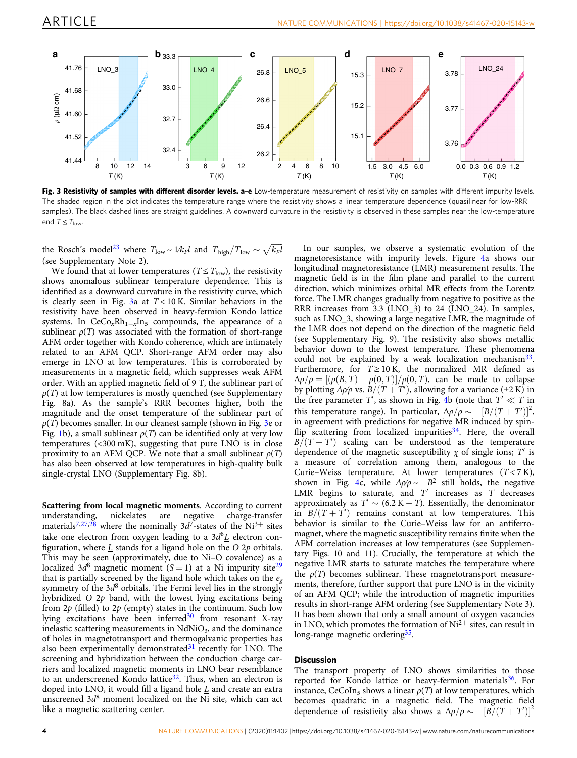**Fig. 3 Resistivity of samples with different disorder levels. a–e** Low-temperature measurement of resistivity on samples with different impurity levels. The shaded region in the plot indicates the temperature range where the resistivity shows a linear temperature dependence (quasilinear for low-RRR samples). The black dashed lines are straight guidelines. A downward curvature in the resistivity is observed in these samples near the low-temperature end $T \leq T_{low}$.

the Rosch's model[23] where $T_{low} \sim 1/k_F l$ and $T_{high}/T_{low} \sim \sqrt{k_F l}$ (see Supplementary Note 2).

We found that at lower temperatures ($T \leq T_{low}$), the resistivity shows anomalous sublinear temperature dependence. This is identified as a downward curvature in the resistivity curve, which is clearly seen in Fig. 3a at $T < 10$ K. Similar behaviors in the resistivity have been observed in heavy-fermion Kondo lattice systems. In $CeCo_xRh_{1-x}In_5$ compounds, the appearance of a sublinear $\rho(T)$ was associated with the formation of short-range AFM order together with Kondo coherence, which are intimately related to an AFM QCP. Short-range AFM order may also emerge in LNO at low temperatures. This is corroborated by measurements in a magnetic field, which suppresses weak AFM order. With an applied magnetic field of 9 T, the sublinear part of $\rho(T)$ at low temperatures is mostly quenched (see Supplementary Fig. 8a). As the sample's RRR becomes higher, both the magnitude and the onset temperature of the sublinear part of $\rho(T)$ becomes smaller. In our cleanest sample (shown in Fig. 3e or Fig. 1b), a small sublinear $\rho(T)$ can be identified only at very low temperatures (<300 mK), suggesting that pure LNO is in close proximity to an AFM QCP. We note that a small sublinear $\rho(T)$ has also been observed at low temperatures in high-quality bulk single-crystal LNO (Supplementary Fig. 8b).

**Scattering from local magnetic moments**. According to current understanding, nickelates are negative charge-transfer materials[7,27,28] where the nominally $3d^7$-states of the $Ni^{3+}$ sites take one electron from oxygen leading to a $3d^8\underline{L}$ electron configuration, where $\underline{L}$ stands for a ligand hole on the $O$ $2p$ orbitals. This may be seen (approximately, due to Ni–O covalence) as a localized $3d^8$ magnetic moment ($S = 1$) at a Ni impurity site[29] that is partially screened by the ligand hole which takes on the $e_g$ symmetry of the $3d^8$ orbitals. The Fermi level lies in the strongly hybridized $O$ $2p$ band, with the lowest lying excitations being from $2p$ (filled) to $2p$ (empty) states in the continuum. Such low lying excitations have been inferred[30] from resonant X-ray inelastic scattering measurements in $NdNiO_3$, and the dominance of holes in magnetotransport and thermogalvanic properties has also been experimentally demonstrated[31] recently for LNO. The screening and hybridization between the conduction charge carriers and localized magnetic moments in LNO bear resemblance to an underscreened Kondo lattice[32]. Thus, when an electron is doped into LNO, it would fill a ligand hole $\underline{L}$ and create an extra unscreened $3d^8$ moment localized on the Ni site, which can act like a magnetic scattering center.

In our samples, we observe a systematic evolution of the magnetoresistance with impurity levels. Figure 4a shows our longitudinal magnetoresistance (LMR) measurement results. The magnetic field is in the film plane and parallel to the current direction, which minimizes orbital MR effects from the Lorentz force. The LMR changes gradually from negative to positive as the RRR increases from 3.3 (LNO_3) to 24 (LNO_24). In samples, such as LNO_3, showing a large negative LMR, the magnitude of the LMR does not depend on the direction of the magnetic field (see Supplementary Fig. 9). The resistivity also shows metallic behavior down to the lowest temperature. These phenomena could not be explained by a weak localization mechanism[33]. Furthermore, for $T \geq 10$ K, the normalized MR defined as $\Delta\rho/\rho = [(\rho(B, T) - \rho(0, T)]/\rho(0, T)$, can be made to collapse by plotting $\Delta\rho/\rho$ vs. $B/(T + T')$, allowing for a variance (±2 K) in the free parameter $T'$, as shown in Fig. 4b (note that $T' \ll T$ in this temperature range). In particular, $\Delta\rho/\rho \sim -[B/(T + T')]^2$, in agreement with predictions for negative MR induced by spin-flip scattering from localized impurities[34]. Here, the overall $B/(T + T')$ scaling can be understood as the temperature dependence of the magnetic susceptibility $\chi$ of single ions; $T'$ is a measure of correlation among them, analogous to the Curie–Weiss temperature. At lower temperatures ($T < 7$ K), shown in Fig. 4c, while $\Delta\rho/\rho \sim -B^2$ still holds, the negative LMR begins to saturate, and $T'$ increases as $T$ decreases approximately as $T' \sim (6.2\,\text{K} - T)$. Essentially, the denominator in $B/(T + T')$ remains constant at low temperatures. This behavior is similar to the Curie–Weiss law for an antiferromagnet, where the magnetic susceptibility remains finite when the AFM correlation increases at low temperatures (see Supplementary Figs. 10 and 11). Crucially, the temperature at which the negative LMR starts to saturate matches the temperature where the $\rho(T)$ becomes sublinear. These magnetotransport measurements, therefore, further support that pure LNO is in the vicinity of an AFM QCP; while the introduction of magnetic impurities results in short-range AFM ordering (see Supplementary Note 3). It has been shown that only a small amount of oxygen vacancies in LNO, which promotes the formation of $Ni^{2+}$ sites, can result in long-range magnetic ordering[35].

## Discussion

The transport property of LNO shows similarities to those reported for Kondo lattice or heavy-fermion materials[36]. For instance, $CeCoIn_5$ shows a linear $\rho(T)$ at low temperatures, which becomes quadratic in a magnetic field. The magnetic field dependence of resistivity also shows a $\Delta\rho/\rho \sim -[B/(T + T')]^2$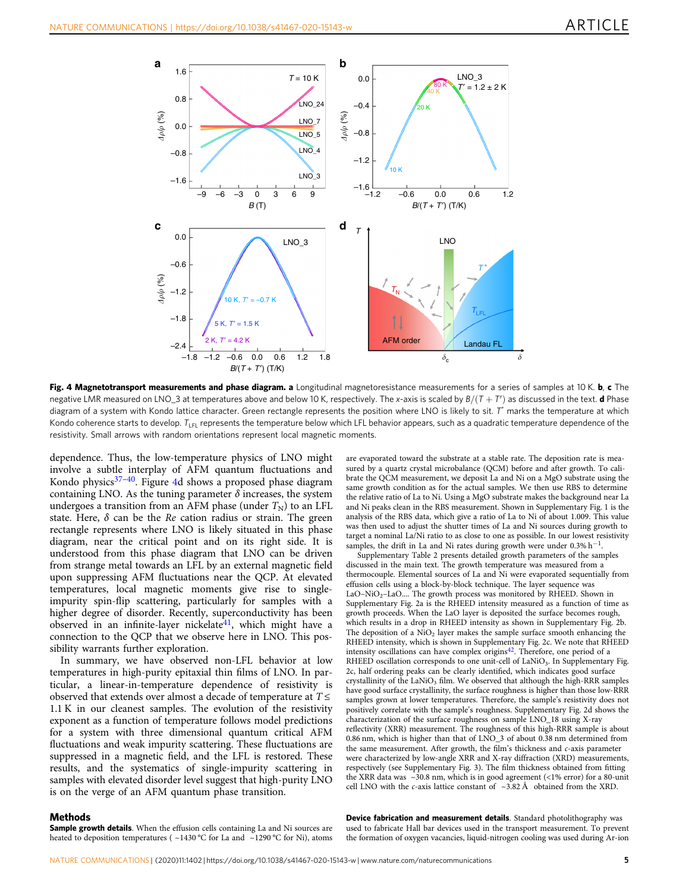**Fig. 4 Magnetotransport measurements and phase diagram. a** Longitudinal magnetoresistance measurements for a series of samples at 10 K. **b**, **c** The negative LMR measured on LNO_3 at temperatures above and below 10 K, respectively. The x-axis is scaled by $B/(T+T')$ as discussed in the text. **d** Phase diagram of a system with Kondo lattice character. Green rectangle represents the position where LNO is likely to sit. $T^*$ marks the temperature at which Kondo coherence starts to develop. $T_{LFL}$ represents the temperature below which LFL behavior appears, such as a quadratic temperature dependence of the resistivity. Small arrows with random orientations represent local magnetic moments.

dependence. Thus, the low-temperature physics of LNO might involve a subtle interplay of AFM quantum fluctuations and Kondo physics[37–40]. Figure 4d shows a proposed phase diagram containing LNO. As the tuning parameter $\delta$ increases, the system undergoes a transition from an AFM phase (under $T_N$) to an LFL state. Here, $\delta$ can be the *Re* cation radius or strain. The green rectangle represents where LNO is likely situated in this phase diagram, near the critical point and on its right side. It is understood from this phase diagram that LNO can be driven from strange metal towards an LFL by an external magnetic field upon suppressing AFM fluctuations near the QCP. At elevated temperatures, local magnetic moments give rise to single-impurity spin-flip scattering, particularly for samples with a higher degree of disorder. Recently, superconductivity has been observed in an infinite-layer nickelate[41], which might have a connection to the QCP that we observe here in LNO. This possibility warrants further exploration.

In summary, we have observed non-LFL behavior at low temperatures in high-purity epitaxial thin films of LNO. In particular, a linear-in-temperature dependence of resistivity is observed that extends over almost a decade of temperature at $T \leq$ 1.1 K in our cleanest samples. The evolution of the resistivity exponent as a function of temperature follows model predictions for a system with three dimensional quantum critical AFM fluctuations and weak impurity scattering. These fluctuations are suppressed in a magnetic field, and the LFL is restored. These results, and the systematics of single-impurity scattering in samples with elevated disorder level suggest that high-purity LNO is on the verge of an AFM quantum phase transition.

## Methods

**Sample growth details**. When the effusion cells containing La and Ni sources are heated to deposition temperatures ( ~1430 °C for La and ~1290 °C for Ni), atoms are evaporated toward the substrate at a stable rate. The deposition rate is measured by a quartz crystal microbalance (QCM) before and after growth. To calibrate the QCM measurement, we deposit La and Ni on a MgO substrate using the same growth condition as for the actual samples. We then use RBS to determine the relative ratio of La to Ni. Using a MgO substrate makes the background near La and Ni peaks clean in the RBS measurement. Shown in Supplementary Fig. 1 is the analysis of the RBS data, which give a ratio of La to Ni of about 1.009. This value was then used to adjust the shutter times of La and Ni sources during growth to target a nominal La/Ni ratio to as close to one as possible. In our lowest resistivity samples, the drift in La and Ni rates during growth were under 0.3% $h^{-1}$.

Supplementary Table 2 presents detailed growth parameters of the samples discussed in the main text. The growth temperature was measured from a thermocouple. Elemental sources of La and Ni were evaporated sequentially from effusion cells using a block-by-block technique. The layer sequence was LaO–$NiO_2$–LaO.... The growth process was monitored by RHEED. Shown in Supplementary Fig. 2a is the RHEED intensity measured as a function of time as growth proceeds. When the LaO layer is deposited the surface becomes rough, which results in a drop in RHEED intensity as shown in Supplementary Fig. 2b. The deposition of a $NiO_2$ layer makes the sample surface smooth enhancing the RHEED intensity, which is shown in Supplementary Fig. 2c. We note that RHEED intensity oscillations can have complex origins[42]. Therefore, one period of a RHEED oscillation corresponds to one unit-cell of $LaNiO_3$. In Supplementary Fig. 2c, half ordering peaks can be clearly identified, which indicates good surface crystallinity of the $LaNiO_3$ film. We observed that although the high-RRR samples have good surface crystallinity, the surface roughness is higher than those low-RRR samples grown at lower temperatures. Therefore, the sample's resistivity does not positively correlate with the sample's roughness. Supplementary Fig. 2d shows the characterization of the surface roughness on sample LNO_18 using X-ray reflectivity (XRR) measurement. The roughness of this high-RRR sample is about 0.86 nm, which is higher than that of LNO_3 of about 0.38 nm determined from the same measurement. After growth, the film's thickness and *c*-axis parameter were characterized by low-angle XRR and X-ray diffraction (XRD) measurements, respectively (see Supplementary Fig. 3). The film thickness obtained from fitting the XRR data was ~30.8 nm, which is in good agreement (<1% error) for a 80-unit cell LNO with the *c*-axis lattice constant of ~3.82 Å obtained from the XRD.

**Device fabrication and measurement details**. Standard photolithography was used to fabricate Hall bar devices used in the transport measurement. To prevent the formation of oxygen vacancies, liquid-nitrogen cooling was used during Ar-ion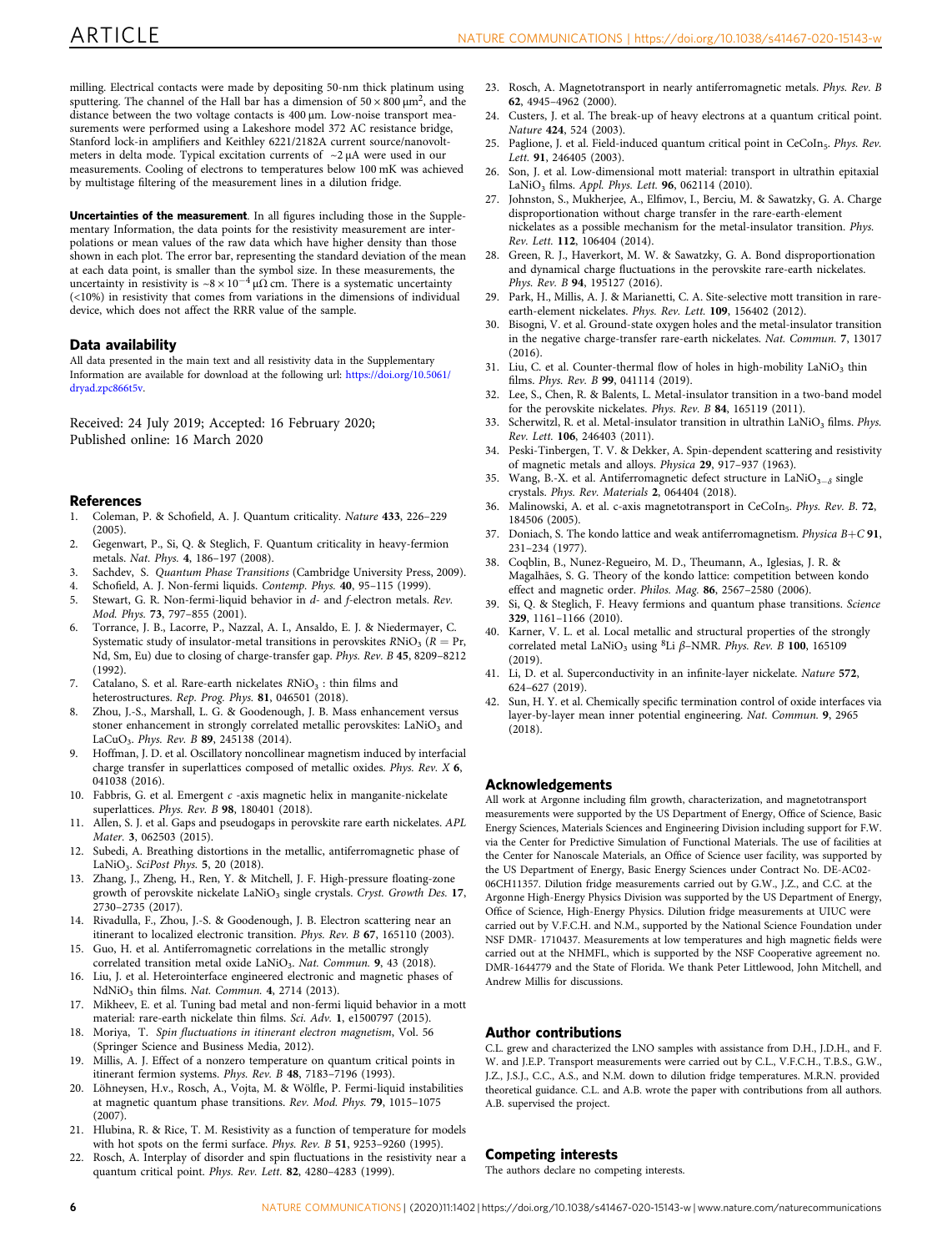milling. Electrical contacts were made by depositing 50-nm thick platinum using sputtering. The channel of the Hall bar has a dimension of $50 \times 800\ \mu m^2$, and the distance between the two voltage contacts is 400 μm. Low-noise transport measurements were performed using a Lakeshore model 372 AC resistance bridge, Stanford lock-in amplifiers and Keithley 6221/2182A current source/nanovoltmeters in delta mode. Typical excitation currents of $\sim 2\ \mu A$ were used in our measurements. Cooling of electrons to temperatures below 100 mK was achieved by multistage filtering of the measurement lines in a dilution fridge.

**Uncertainties of the measurement**. In all figures including those in the Supplementary Information, the data points for the resistivity measurement are interpolations or mean values of the raw data which have higher density than those shown in each plot. The error bar, representing the standard deviation of the mean at each data point, is smaller than the symbol size. In these measurements, the uncertainty in resistivity is $\sim 8 \times 10^{-4}\ \mu\Omega$ cm. There is a systematic uncertainty (<10%) in resistivity that comes from variations in the dimensions of individual device, which does not affect the RRR value of the sample.

## Data availability

All data presented in the main text and all resistivity data in the Supplementary Information are available for download at the following url: https://doi.org/10.5061/dryad.zpc866t5v.

Received: 24 July 2019; Accepted: 16 February 2020;
Published online: 16 March 2020

## References

1. Coleman, P. & Schofield, A. J. Quantum criticality. *Nature* **433**, 226–229 (2005).
2. Gegenwart, P., Si, Q. & Steglich, F. Quantum criticality in heavy-fermion metals. *Nat. Phys.* **4**, 186–197 (2008).
3. Sachdev, S. *Quantum Phase Transitions* (Cambridge University Press, 2009).
4. Schofield, A. J. Non-fermi liquids. *Contemp. Phys.* **40**, 95–115 (1999).
5. Stewart, G. R. Non-fermi-liquid behavior in *d*- and *f*-electron metals. *Rev. Mod. Phys.* **73**, 797–855 (2001).
6. Torrance, J. B., Lacorre, P., Nazzal, A. I., Ansaldo, E. J. & Niedermayer, C. Systematic study of insulator-metal transitions in perovskites $RNiO_3$ ($R$ = Pr, Nd, Sm, Eu) due to closing of charge-transfer gap. *Phys. Rev. B* **45**, 8209–8212 (1992).
7. Catalano, S. et al. Rare-earth nickelates $RNiO_3$ : thin films and heterostructures. *Rep. Prog. Phys.* **81**, 046501 (2018).
8. Zhou, J.-S., Marshall, L. G. & Goodenough, J. B. Mass enhancement versus stoner enhancement in strongly correlated metallic perovskites: $LaNiO_3$ and $LaCuO_3$. *Phys. Rev. B* **89**, 245138 (2014).
9. Hoffman, J. D. et al. Oscillatory noncollinear magnetism induced by interfacial charge transfer in superlattices composed of metallic oxides. *Phys. Rev. X* **6**, 041038 (2016).
10. Fabbris, G. et al. Emergent *c* -axis magnetic helix in manganite-nickelate superlattices. *Phys. Rev. B* **98**, 180401 (2018).
11. Allen, S. J. et al. Gaps and pseudogaps in perovskite rare earth nickelates. *APL Mater.* **3**, 062503 (2015).
12. Subedi, A. Breathing distortions in the metallic, antiferromagnetic phase of $LaNiO_3$. *SciPost Phys.* **5**, 20 (2018).
13. Zhang, J., Zheng, H., Ren, Y. & Mitchell, J. F. High-pressure floating-zone growth of perovskite nickelate $LaNiO_3$ single crystals. *Cryst. Growth Des.* **17**, 2730–2735 (2017).
14. Rivadulla, F., Zhou, J.-S. & Goodenough, J. B. Electron scattering near an itinerant to localized electronic transition. *Phys. Rev. B* **67**, 165110 (2003).
15. Guo, H. et al. Antiferromagnetic correlations in the metallic strongly correlated transition metal oxide $LaNiO_3$. *Nat. Commun.* **9**, 43 (2018).
16. Liu, J. et al. Heterointerface engineered electronic and magnetic phases of $NdNiO_3$ thin films. *Nat. Commun.* **4**, 2714 (2013).
17. Mikheev, E. et al. Tuning bad metal and non-fermi liquid behavior in a mott material: rare-earth nickelate thin films. *Sci. Adv.* **1**, e1500797 (2015).
18. Moriya, T. *Spin fluctuations in itinerant electron magnetism*, Vol. 56 (Springer Science and Business Media, 2012).
19. Millis, A. J. Effect of a nonzero temperature on quantum critical points in itinerant fermion systems. *Phys. Rev. B* **48**, 7183–7196 (1993).
20. Löhneysen, H.v., Rosch, A., Vojta, M. & Wölfle, P. Fermi-liquid instabilities at magnetic quantum phase transitions. *Rev. Mod. Phys.* **79**, 1015–1075 (2007).
21. Hlubina, R. & Rice, T. M. Resistivity as a function of temperature for models with hot spots on the fermi surface. *Phys. Rev. B* **51**, 9253–9260 (1995).
22. Rosch, A. Interplay of disorder and spin fluctuations in the resistivity near a quantum critical point. *Phys. Rev. Lett.* **82**, 4280–4283 (1999).
23. Rosch, A. Magnetotransport in nearly antiferromagnetic metals. *Phys. Rev. B* **62**, 4945–4962 (2000).
24. Custers, J. et al. The break-up of heavy electrons at a quantum critical point. *Nature* **424**, 524 (2003).
25. Paglione, J. et al. Field-induced quantum critical point in $CeCoIn_5$. *Phys. Rev. Lett.* **91**, 246405 (2003).
26. Son, J. et al. Low-dimensional mott material: transport in ultrathin epitaxial $LaNiO_3$ films. *Appl. Phys. Lett.* **96**, 062114 (2010).
27. Johnston, S., Mukherjee, A., Elfimov, I., Berciu, M. & Sawatzky, G. A. Charge disproportionation without charge transfer in the rare-earth-element nickelates as a possible mechanism for the metal-insulator transition. *Phys. Rev. Lett.* **112**, 106404 (2014).
28. Green, R. J., Haverkort, M. W. & Sawatzky, G. A. Bond disproportionation and dynamical charge fluctuations in the perovskite rare-earth nickelates. *Phys. Rev. B* **94**, 195127 (2016).
29. Park, H., Millis, A. J. & Marianetti, C. A. Site-selective mott transition in rare-earth-element nickelates. *Phys. Rev. Lett.* **109**, 156402 (2012).
30. Bisogni, V. et al. Ground-state oxygen holes and the metal-insulator transition in the negative charge-transfer rare-earth nickelates. *Nat. Commun.* **7**, 13017 (2016).
31. Liu, C. et al. Counter-thermal flow of holes in high-mobility $LaNiO_3$ thin films. *Phys. Rev. B* **99**, 041114 (2019).
32. Lee, S., Chen, R. & Balents, L. Metal-insulator transition in a two-band model for the perovskite nickelates. *Phys. Rev. B* **84**, 165119 (2011).
33. Scherwitzl, R. et al. Metal-insulator transition in ultrathin $LaNiO_3$ films. *Phys. Rev. Lett.* **106**, 246403 (2011).
34. Peski-Tinbergen, T. V. & Dekker, A. Spin-dependent scattering and resistivity of magnetic metals and alloys. *Physica* **29**, 917–937 (1963).
35. Wang, B.-X. et al. Antiferromagnetic defect structure in $LaNiO_{3-\delta}$ single crystals. *Phys. Rev. Materials* **2**, 064404 (2018).
36. Malinowski, A. et al. c-axis magnetotransport in $CeCoIn_5$. *Phys. Rev. B.* **72**, 184506 (2005).
37. Doniach, S. The kondo lattice and weak antiferromagnetism. *Physica B+C* **91**, 231–234 (1977).
38. Coqblin, B., Nunez-Regueiro, M. D., Theumann, A., Iglesias, J. R. & Magalhães, S. G. Theory of the kondo lattice: competition between kondo effect and magnetic order. *Philos. Mag.* **86**, 2567–2580 (2006).
39. Si, Q. & Steglich, F. Heavy fermions and quantum phase transitions. *Science* **329**, 1161–1166 (2010).
40. Karner, V. L. et al. Local metallic and structural properties of the strongly correlated metal $LaNiO_3$ using $^8$Li $\beta$–NMR. *Phys. Rev. B* **100**, 165109 (2019).
41. Li, D. et al. Superconductivity in an infinite-layer nickelate. *Nature* **572**, 624–627 (2019).
42. Sun, H. Y. et al. Chemically specific termination control of oxide interfaces via layer-by-layer mean inner potential engineering. *Nat. Commun.* **9**, 2965 (2018).

## Acknowledgements

All work at Argonne including film growth, characterization, and magnetotransport measurements were supported by the US Department of Energy, Office of Science, Basic Energy Sciences, Materials Sciences and Engineering Division including support for F.W. via the Center for Predictive Simulation of Functional Materials. The use of facilities at the Center for Nanoscale Materials, an Office of Science user facility, was supported by the US Department of Energy, Basic Energy Sciences under Contract No. DE-AC02-06CH11357. Dilution fridge measurements carried out by G.W., J.Z., and C.C. at the Argonne High-Energy Physics Division was supported by the US Department of Energy, Office of Science, High-Energy Physics. Dilution fridge measurements at UIUC were carried out by V.F.C.H. and N.M., supported by the National Science Foundation under NSF DMR- 1710437. Measurements at low temperatures and high magnetic fields were carried out at the NHMFL, which is supported by the NSF Cooperative agreement no. DMR-1644779 and the State of Florida. We thank Peter Littlewood, John Mitchell, and Andrew Millis for discussions.

## Author contributions

C.L. grew and characterized the LNO samples with assistance from D.H., J.D.H., and F. W. and J.E.P. Transport measurements were carried out by C.L., V.F.C.H., T.B.S., G.W., J.Z., J.S.J., C.C., A.S., and N.M. down to dilution fridge temperatures. M.R.N. provided theoretical guidance. C.L. and A.B. wrote the paper with contributions from all authors. A.B. supervised the project.

## Competing interests

The authors declare no competing interests.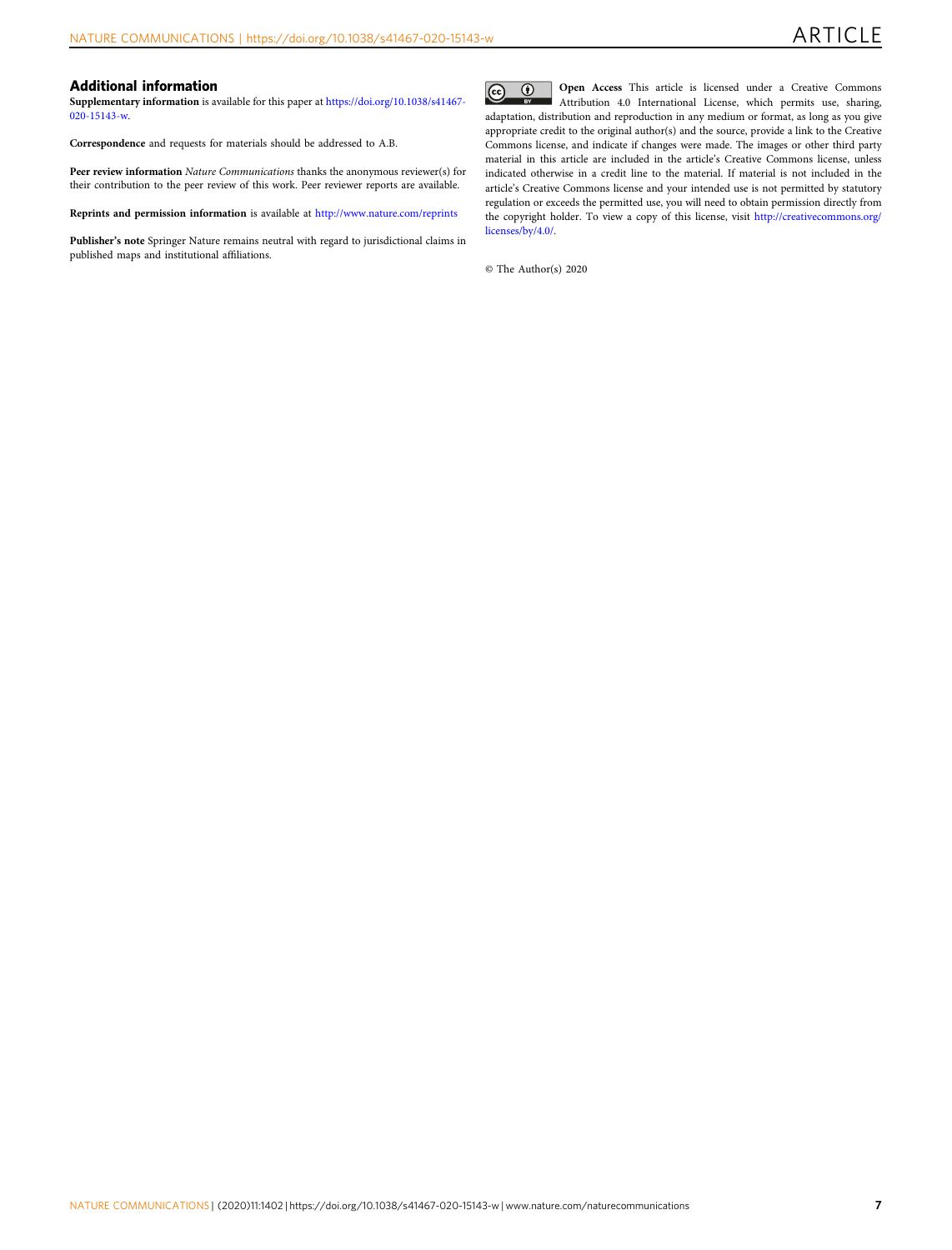## Additional information

**Supplementary information** is available for this paper at https://doi.org/10.1038/s41467-020-15143-w.

**Correspondence** and requests for materials should be addressed to A.B.

**Peer review information** *Nature Communications* thanks the anonymous reviewer(s) for their contribution to the peer review of this work. Peer reviewer reports are available.

**Reprints and permission information** is available at http://www.nature.com/reprints

**Publisher's note** Springer Nature remains neutral with regard to jurisdictional claims in published maps and institutional affiliations.

**Open Access** This article is licensed under a Creative Commons Attribution 4.0 International License, which permits use, sharing, adaptation, distribution and reproduction in any medium or format, as long as you give appropriate credit to the original author(s) and the source, provide a link to the Creative Commons license, and indicate if changes were made. The images or other third party material in this article are included in the article's Creative Commons license, unless indicated otherwise in a credit line to the material. If material is not included in the article's Creative Commons license and your intended use is not permitted by statutory regulation or exceeds the permitted use, you will need to obtain permission directly from the copyright holder. To view a copy of this license, visit http://creativecommons.org/licenses/by/4.0/.

© The Author(s) 2020